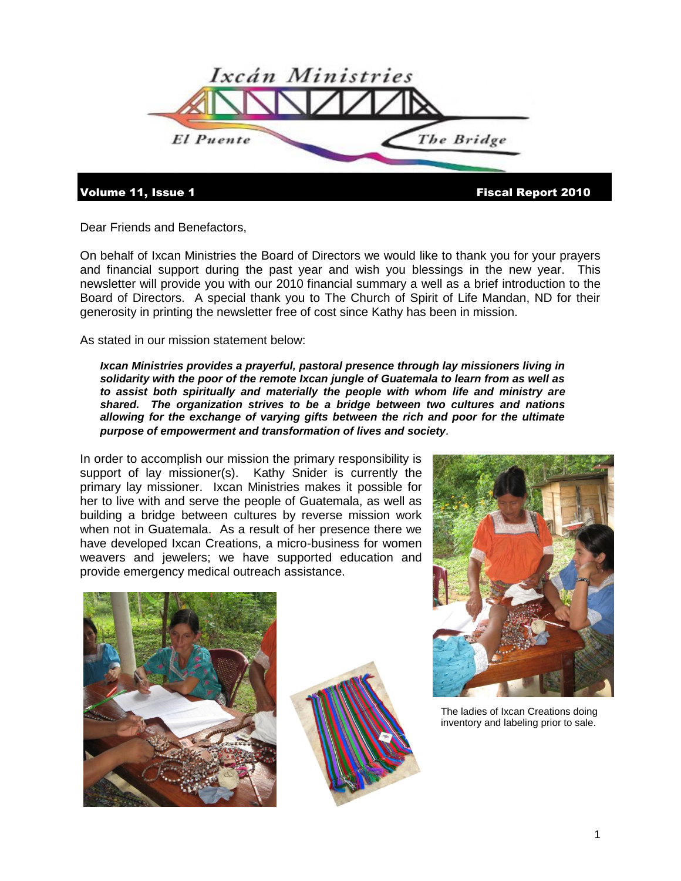# Ixcán Ministries

El Puente — The Bridge

**Volume 11, Issue 1** **Fiscal Report 2010**

Dear Friends and Benefactors,

On behalf of Ixcan Ministries the Board of Directors we would like to thank you for your prayers and financial support during the past year and wish you blessings in the new year. This newsletter will provide you with our 2010 financial summary a well as a brief introduction to the Board of Directors. A special thank you to The Church of Spirit of Life Mandan, ND for their generosity in printing the newsletter free of cost since Kathy has been in mission.

As stated in our mission statement below:

> ***Ixcan Ministries provides a prayerful, pastoral presence through lay missioners living in solidarity with the poor of the remote Ixcan jungle of Guatemala to learn from as well as to assist both spiritually and materially the people with whom life and ministry are shared. The organization strives to be a bridge between two cultures and nations allowing for the exchange of varying gifts between the rich and poor for the ultimate purpose of empowerment and transformation of lives and society***.

In order to accomplish our mission the primary responsibility is support of lay missioner(s). Kathy Snider is currently the primary lay missioner. Ixcan Ministries makes it possible for her to live with and serve the people of Guatemala, as well as building a bridge between cultures by reverse mission work when not in Guatemala. As a result of her presence there we have developed Ixcan Creations, a micro-business for women weavers and jewelers; we have supported education and provide emergency medical outreach assistance.

The ladies of Ixcan Creations doing inventory and labeling prior to sale.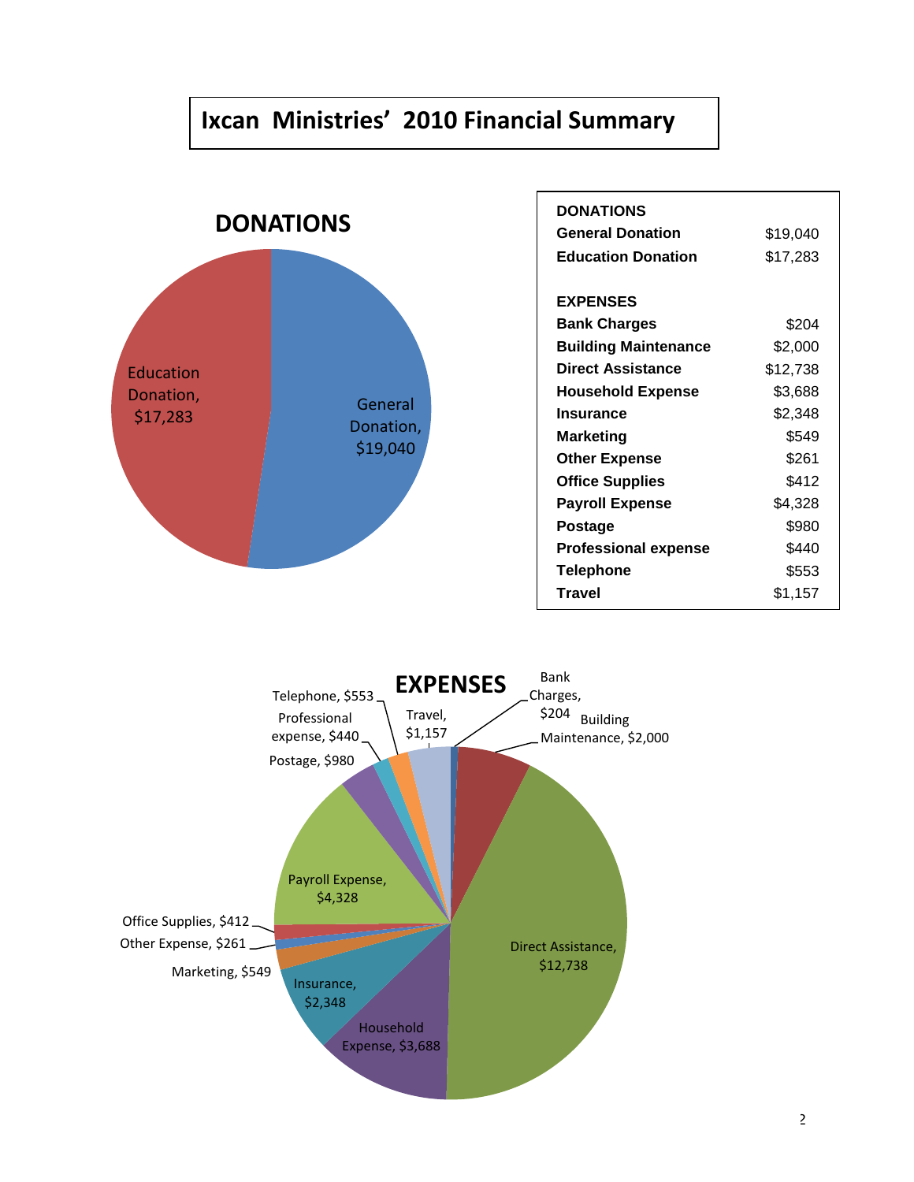# Ixcan Ministries' 2010 Financial Summary

## DONATIONS

Education Donation, $17,283

General Donation, $19,040

| | |
|---|---|
| **DONATIONS** | |
| **General Donation** | $19,040 |
| **Education Donation** | $17,283 |
| | |
| **EXPENSES** | |
| **Bank Charges** | $204 |
| **Building Maintenance** | $2,000 |
| **Direct Assistance** | $12,738 |
| **Household Expense** | $3,688 |
| **Insurance** | $2,348 |
| **Marketing** | $549 |
| **Other Expense** | $261 |
| **Office Supplies** | $412 |
| **Payroll Expense** | $4,328 |
| **Postage** | $980 |
| **Professional expense** | $440 |
| **Telephone** | $553 |
| **Travel** | $1,157 |

## EXPENSES

Bank Charges, $204

Building Maintenance, $2,000

Direct Assistance, $12,738

Household Expense, $3,688

Insurance, $2,348

Marketing, $549

Other Expense, $261

Office Supplies, $412

Payroll Expense, $4,328

Postage, $980

Professional expense, $440

Telephone, $553

Travel, $1,157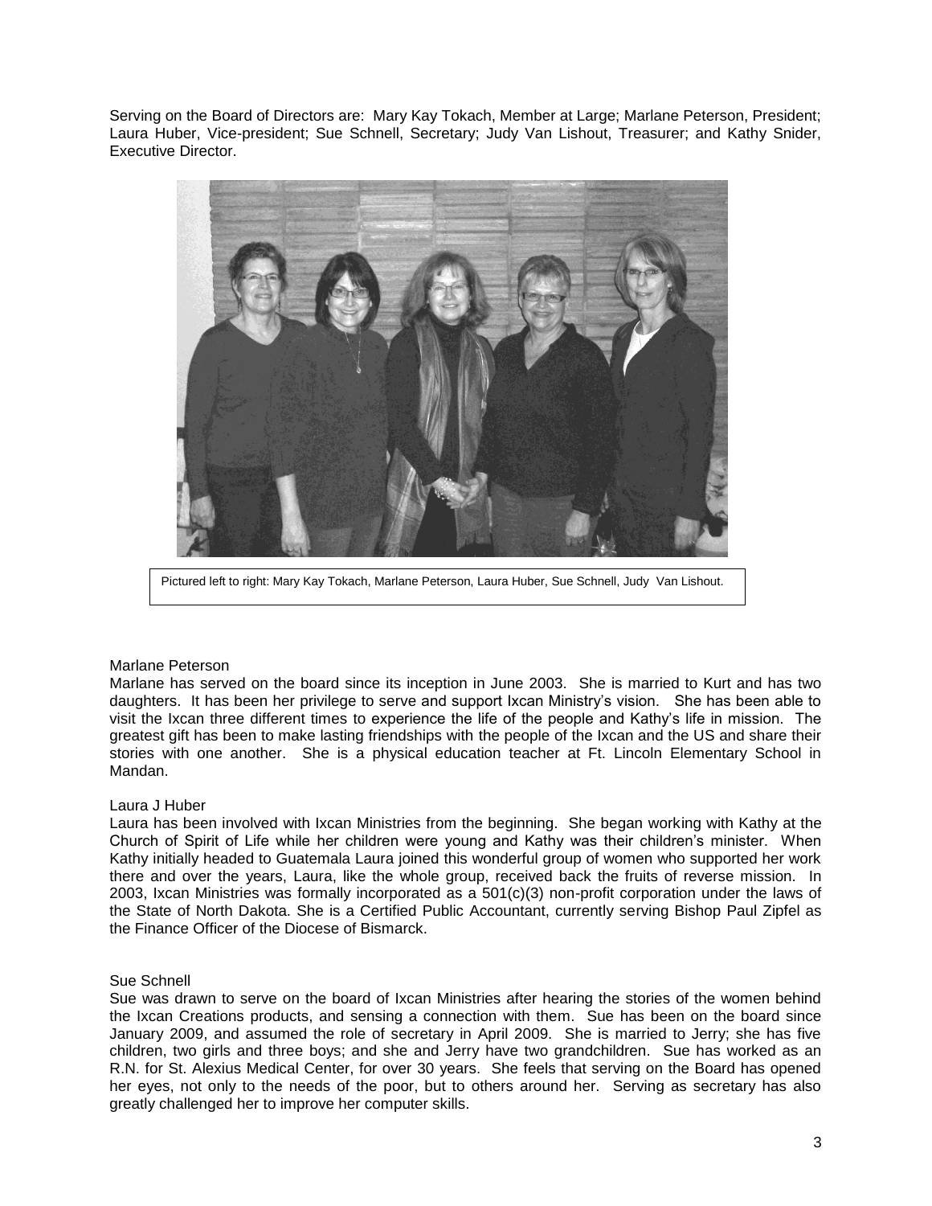Serving on the Board of Directors are: Mary Kay Tokach, Member at Large; Marlane Peterson, President; Laura Huber, Vice-president; Sue Schnell, Secretary; Judy Van Lishout, Treasurer; and Kathy Snider, Executive Director.

Pictured left to right: Mary Kay Tokach, Marlane Peterson, Laura Huber, Sue Schnell, Judy Van Lishout.

Marlane Peterson

Marlane has served on the board since its inception in June 2003. She is married to Kurt and has two daughters. It has been her privilege to serve and support Ixcan Ministry's vision. She has been able to visit the Ixcan three different times to experience the life of the people and Kathy's life in mission. The greatest gift has been to make lasting friendships with the people of the Ixcan and the US and share their stories with one another. She is a physical education teacher at Ft. Lincoln Elementary School in Mandan.

Laura J Huber

Laura has been involved with Ixcan Ministries from the beginning. She began working with Kathy at the Church of Spirit of Life while her children were young and Kathy was their children's minister. When Kathy initially headed to Guatemala Laura joined this wonderful group of women who supported her work there and over the years, Laura, like the whole group, received back the fruits of reverse mission. In 2003, Ixcan Ministries was formally incorporated as a 501(c)(3) non-profit corporation under the laws of the State of North Dakota. She is a Certified Public Accountant, currently serving Bishop Paul Zipfel as the Finance Officer of the Diocese of Bismarck.

Sue Schnell

Sue was drawn to serve on the board of Ixcan Ministries after hearing the stories of the women behind the Ixcan Creations products, and sensing a connection with them. Sue has been on the board since January 2009, and assumed the role of secretary in April 2009. She is married to Jerry; she has five children, two girls and three boys; and she and Jerry have two grandchildren. Sue has worked as an R.N. for St. Alexius Medical Center, for over 30 years. She feels that serving on the Board has opened her eyes, not only to the needs of the poor, but to others around her. Serving as secretary has also greatly challenged her to improve her computer skills.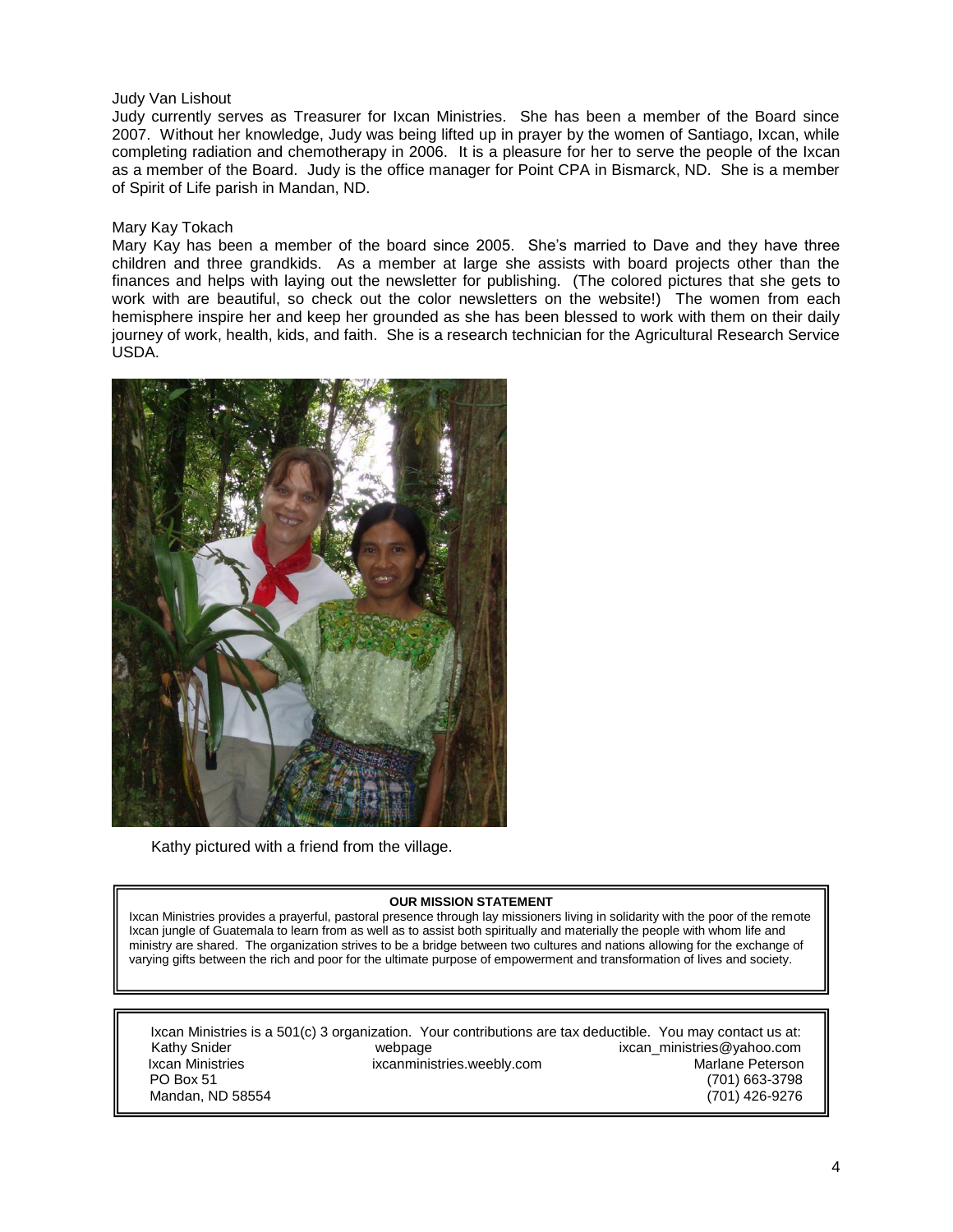Judy Van Lishout

Judy currently serves as Treasurer for Ixcan Ministries. She has been a member of the Board since 2007. Without her knowledge, Judy was being lifted up in prayer by the women of Santiago, Ixcan, while completing radiation and chemotherapy in 2006. It is a pleasure for her to serve the people of the Ixcan as a member of the Board. Judy is the office manager for Point CPA in Bismarck, ND. She is a member of Spirit of Life parish in Mandan, ND.

Mary Kay Tokach

Mary Kay has been a member of the board since 2005. She's married to Dave and they have three children and three grandkids. As a member at large she assists with board projects other than the finances and helps with laying out the newsletter for publishing. (The colored pictures that she gets to work with are beautiful, so check out the color newsletters on the website!) The women from each hemisphere inspire her and keep her grounded as she has been blessed to work with them on their daily journey of work, health, kids, and faith. She is a research technician for the Agricultural Research Service USDA.

Kathy pictured with a friend from the village.

**OUR MISSION STATEMENT**

Ixcan Ministries provides a prayerful, pastoral presence through lay missioners living in solidarity with the poor of the remote Ixcan jungle of Guatemala to learn from as well as to assist both spiritually and materially the people with whom life and ministry are shared. The organization strives to be a bridge between two cultures and nations allowing for the exchange of varying gifts between the rich and poor for the ultimate purpose of empowerment and transformation of lives and society.

Ixcan Ministries is a 501(c) 3 organization. Your contributions are tax deductible. You may contact us at:

| | | |
|---|---|---|
| Kathy Snider | webpage | ixcan_ministries@yahoo.com |
| Ixcan Ministries | ixcanministries.weebly.com | Marlane Peterson |
| PO Box 51 | | (701) 663-3798 |
| Mandan, ND 58554 | | (701) 426-9276 |